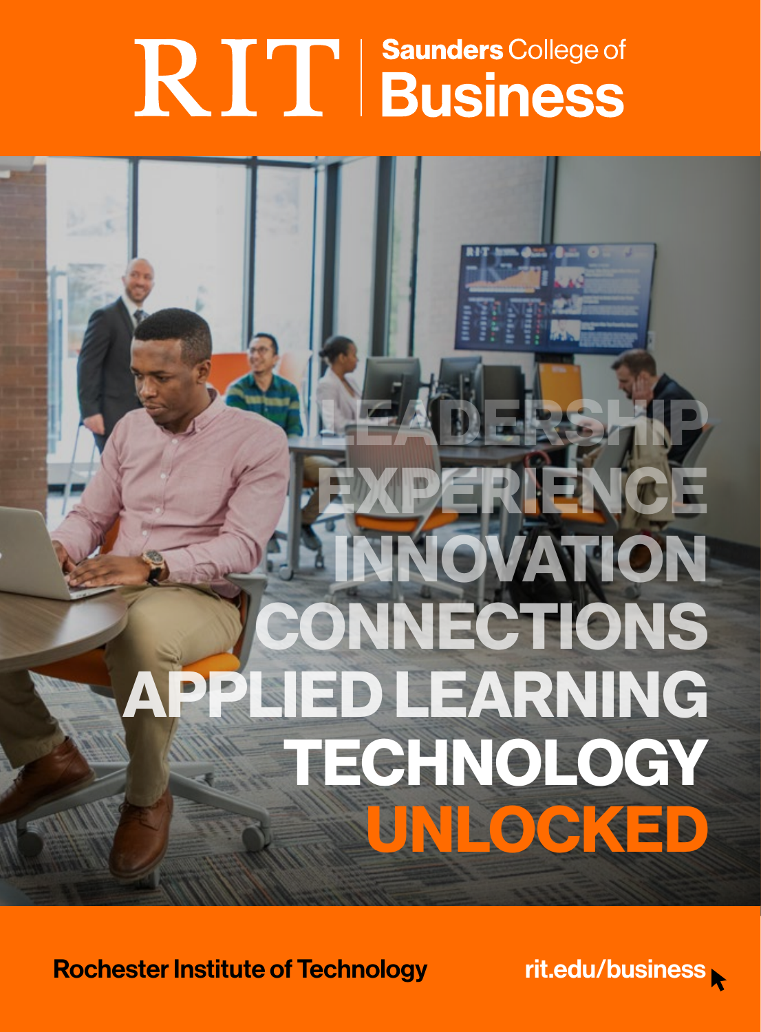# RIT | Saunders College of Business

LEADERSHIP
EXPERIENCE
INNOVATION
CONNECTIONS
APPLIED LEARNING
TECHNOLOGY
**UNLOCKED**

**Rochester Institute of Technology**

**rit.edu/business**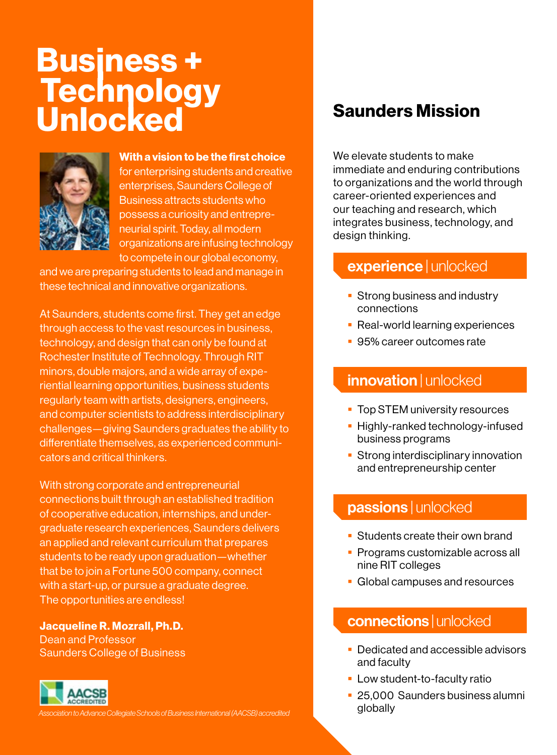# Business + Technology Unlocked

**With a vision to be the first choice** for enterprising students and creative enterprises, Saunders College of Business attracts students who possess a curiosity and entrepreneurial spirit. Today, all modern organizations are infusing technology to compete in our global economy, and we are preparing students to lead and manage in these technical and innovative organizations.

At Saunders, students come first. They get an edge through access to the vast resources in business, technology, and design that can only be found at Rochester Institute of Technology. Through RIT minors, double majors, and a wide array of experiential learning opportunities, business students regularly team with artists, designers, engineers, and computer scientists to address interdisciplinary challenges—giving Saunders graduates the ability to differentiate themselves, as experienced communicators and critical thinkers.

With strong corporate and entrepreneurial connections built through an established tradition of cooperative education, internships, and undergraduate research experiences, Saunders delivers an applied and relevant curriculum that prepares students to be ready upon graduation—whether that be to join a Fortune 500 company, connect with a start-up, or pursue a graduate degree. The opportunities are endless!

**Jacqueline R. Mozrall, Ph.D.**
Dean and Professor
Saunders College of Business

AACSB ACCREDITED

*Association to Advance Collegiate Schools of Business International (AACSB) accredited*

## Saunders Mission

We elevate students to make immediate and enduring contributions to organizations and the world through career-oriented experiences and our teaching and research, which integrates business, technology, and design thinking.

### experience | unlocked

- Strong business and industry connections
- Real-world learning experiences
- 95% career outcomes rate

### innovation | unlocked

- Top STEM university resources
- Highly-ranked technology-infused business programs
- Strong interdisciplinary innovation and entrepreneurship center

### passions | unlocked

- Students create their own brand
- Programs customizable across all nine RIT colleges
- Global campuses and resources

### connections | unlocked

- Dedicated and accessible advisors and faculty
- Low student-to-faculty ratio
- 25,000 Saunders business alumni globally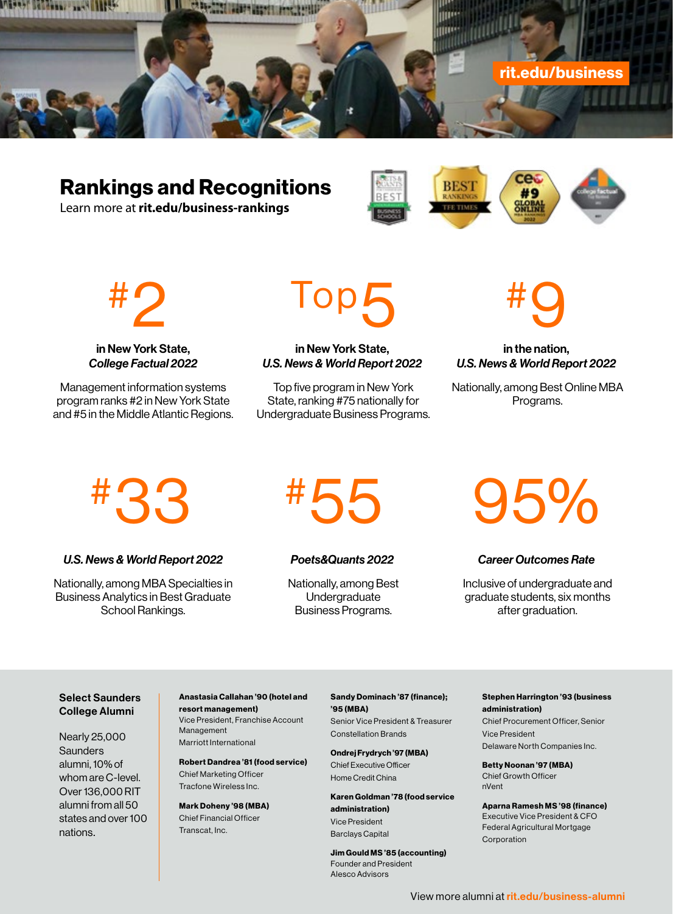rit.edu/business

## Rankings and Recognitions

Learn more at **rit.edu/business-rankings**

### #2

**in New York State,**
***College Factual 2022***

Management information systems program ranks #2 in New York State and #5 in the Middle Atlantic Regions.

### Top 5

**in New York State,**
***U.S. News & World Report 2022***

Top five program in New York State, ranking #75 nationally for Undergraduate Business Programs.

### #9

**in the nation,**
***U.S. News & World Report 2022***

Nationally, among Best Online MBA Programs.

### #33

***U.S. News & World Report 2022***

Nationally, among MBA Specialties in Business Analytics in Best Graduate School Rankings.

### #55

***Poets&Quants 2022***

Nationally, among Best Undergraduate Business Programs.

### 95%

***Career Outcomes Rate***

Inclusive of undergraduate and graduate students, six months after graduation.

### Select Saunders College Alumni

Nearly 25,000 Saunders alumni, 10% of whom are C-level. Over 136,000 RIT alumni from all 50 states and over 100 nations.

**Anastasia Callahan '90 (hotel and resort management)**
Vice President, Franchise Account Management
Marriott International

**Robert Dandrea '81 (food service)**
Chief Marketing Officer
Tracfone Wireless Inc.

**Mark Doheny '98 (MBA)**
Chief Financial Officer
Transcat, Inc.

**Sandy Dominach '87 (finance); '95 (MBA)**
Senior Vice President & Treasurer
Constellation Brands

**Ondrej Frydrych '97 (MBA)**
Chief Executive Officer
Home Credit China

**Karen Goldman '78 (food service administration)**
Vice President
Barclays Capital

**Jim Gould MS '85 (accounting)**
Founder and President
Alesco Advisors

**Stephen Harrington '93 (business administration)**
Chief Procurement Officer, Senior Vice President
Delaware North Companies Inc.

**Betty Noonan '97 (MBA)**
Chief Growth Officer
nVent

**Aparna Ramesh MS '98 (finance)**
Executive Vice President & CFO
Federal Agricultural Mortgage Corporation

View more alumni at rit.edu/business-alumni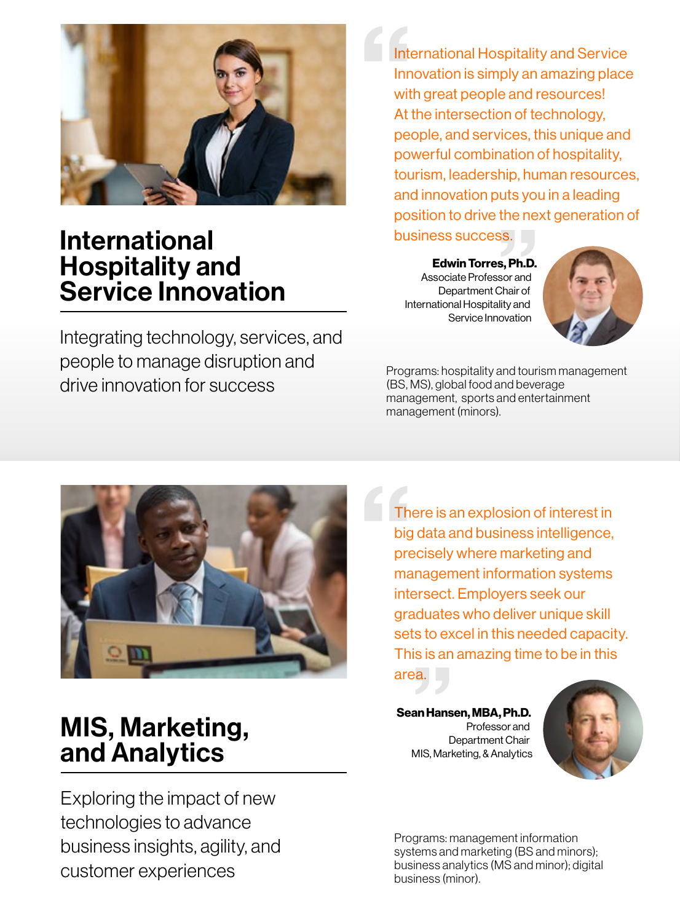## International Hospitality and Service Innovation

Integrating technology, services, and people to manage disruption and drive innovation for success

> International Hospitality and Service Innovation is simply an amazing place with great people and resources! At the intersection of technology, people, and services, this unique and powerful combination of hospitality, tourism, leadership, human resources, and innovation puts you in a leading position to drive the next generation of business success.

**Edwin Torres, Ph.D.**
Associate Professor and
Department Chair of
International Hospitality and
Service Innovation

Programs: hospitality and tourism management (BS, MS), global food and beverage management, sports and entertainment management (minors).

## MIS, Marketing, and Analytics

Exploring the impact of new technologies to advance business insights, agility, and customer experiences

> There is an explosion of interest in big data and business intelligence, precisely where marketing and management information systems intersect. Employers seek our graduates who deliver unique skill sets to excel in this needed capacity. This is an amazing time to be in this area.

**Sean Hansen, MBA, Ph.D.**
Professor and
Department Chair
MIS, Marketing, & Analytics

Programs: management information systems and marketing (BS and minors); business analytics (MS and minor); digital business (minor).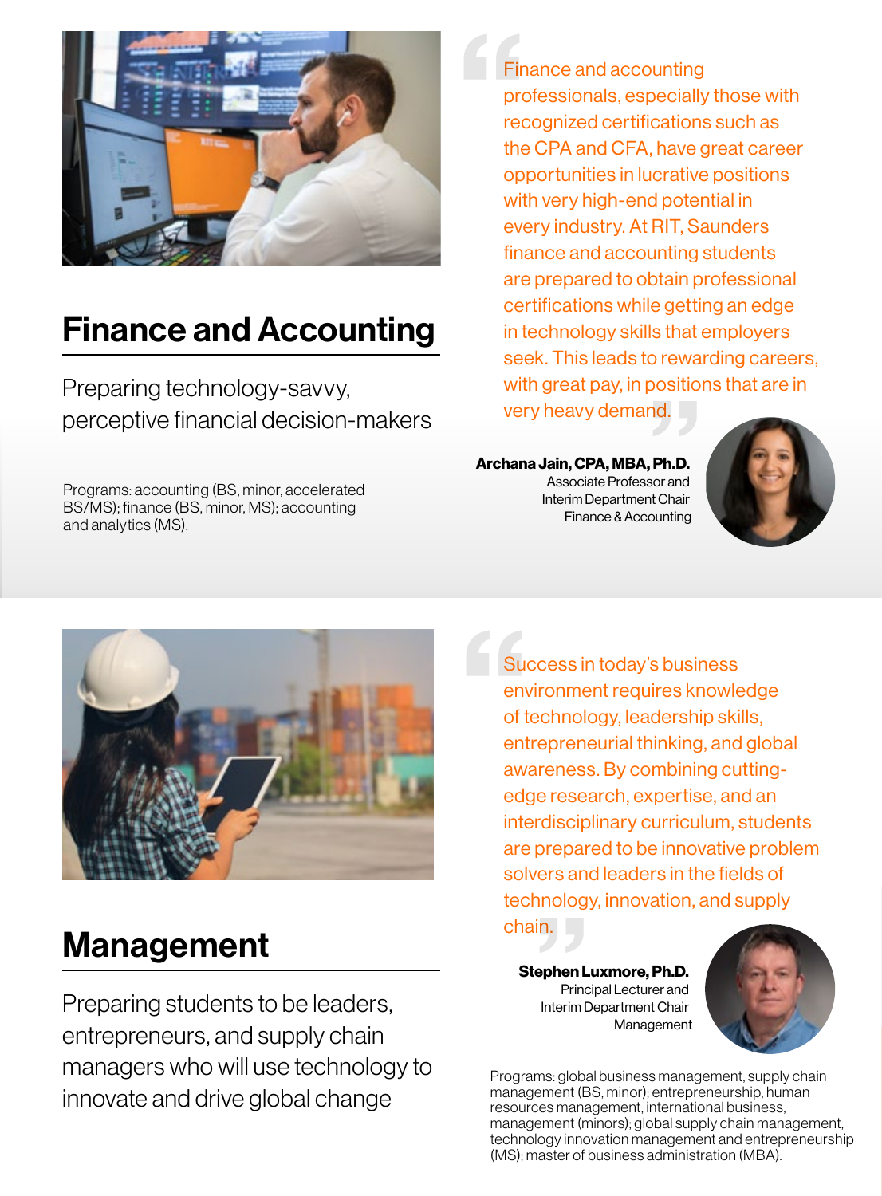## Finance and Accounting

Preparing technology-savvy, perceptive financial decision-makers

Programs: accounting (BS, minor, accelerated BS/MS); finance (BS, minor, MS); accounting and analytics (MS).

> "Finance and accounting professionals, especially those with recognized certifications such as the CPA and CFA, have great career opportunities in lucrative positions with very high-end potential in every industry. At RIT, Saunders finance and accounting students are prepared to obtain professional certifications while getting an edge in technology skills that employers seek. This leads to rewarding careers, with great pay, in positions that are in very heavy demand."

**Archana Jain, CPA, MBA, Ph.D.**
Associate Professor and
Interim Department Chair
Finance & Accounting

## Management

Preparing students to be leaders, entrepreneurs, and supply chain managers who will use technology to innovate and drive global change

> "Success in today's business environment requires knowledge of technology, leadership skills, entrepreneurial thinking, and global awareness. By combining cutting-edge research, expertise, and an interdisciplinary curriculum, students are prepared to be innovative problem solvers and leaders in the fields of technology, innovation, and supply chain."

**Stephen Luxmore, Ph.D.**
Principal Lecturer and
Interim Department Chair
Management

Programs: global business management, supply chain management (BS, minor); entrepreneurship, human resources management, international business, management (minors); global supply chain management, technology innovation management and entrepreneurship (MS); master of business administration (MBA).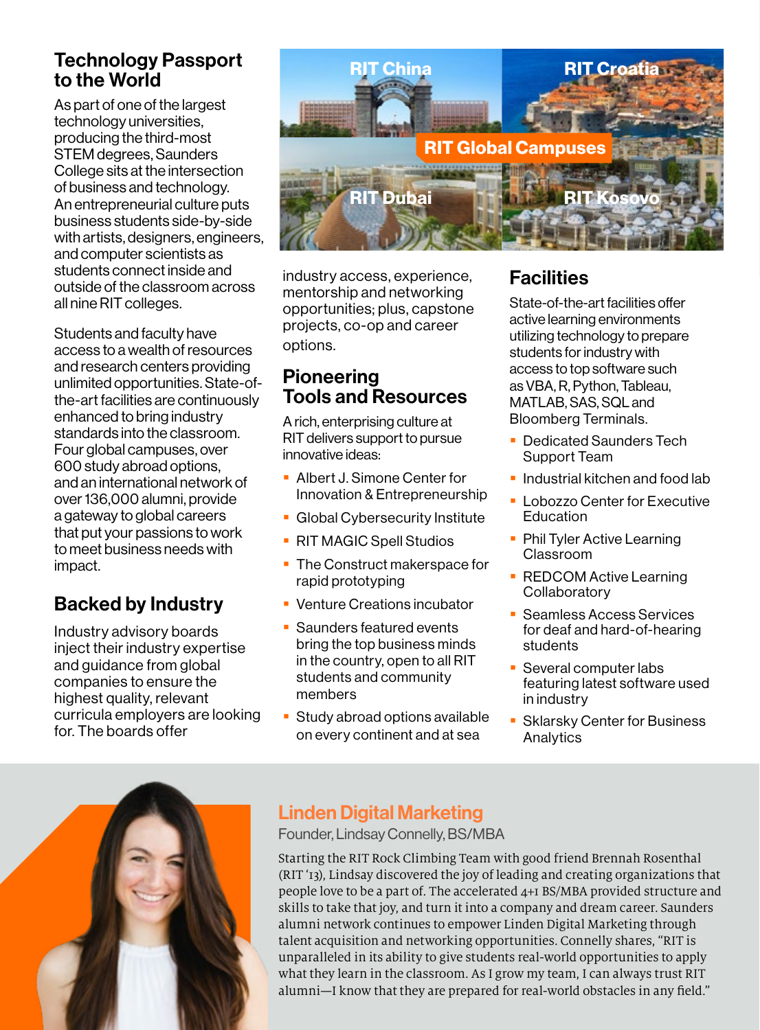## Technology Passport to the World

As part of one of the largest technology universities, producing the third-most STEM degrees, Saunders College sits at the intersection of business and technology. An entrepreneurial culture puts business students side-by-side with artists, designers, engineers, and computer scientists as students connect inside and outside of the classroom across all nine RIT colleges.

Students and faculty have access to a wealth of resources and research centers providing unlimited opportunities. State-of-the-art facilities are continuously enhanced to bring industry standards into the classroom. Four global campuses, over 600 study abroad options, and an international network of over 136,000 alumni, provide a gateway to global careers that put your passions to work to meet business needs with impact.

## Backed by Industry

Industry advisory boards inject their industry expertise and guidance from global companies to ensure the highest quality, relevant curricula employers are looking for. The boards offer industry access, experience, mentorship and networking opportunities; plus, capstone projects, co-op and career options.

**RIT Global Campuses**

RIT China · RIT Croatia · RIT Dubai · RIT Kosovo

## Pioneering Tools and Resources

A rich, enterprising culture at RIT delivers support to pursue innovative ideas:

- Albert J. Simone Center for Innovation & Entrepreneurship
- Global Cybersecurity Institute
- RIT MAGIC Spell Studios
- The Construct makerspace for rapid prototyping
- Venture Creations incubator
- Saunders featured events bring the top business minds in the country, open to all RIT students and community members
- Study abroad options available on every continent and at sea

## Facilities

State-of-the-art facilities offer active learning environments utilizing technology to prepare students for industry with access to top software such as VBA, R, Python, Tableau, MATLAB, SAS, SQL and Bloomberg Terminals.

- Dedicated Saunders Tech Support Team
- Industrial kitchen and food lab
- Lobozzo Center for Executive Education
- Phil Tyler Active Learning Classroom
- REDCOM Active Learning Collaboratory
- Seamless Access Services for deaf and hard-of-hearing students
- Several computer labs featuring latest software used in industry
- Sklarsky Center for Business Analytics

### Linden Digital Marketing

Founder, Lindsay Connelly, BS/MBA

Starting the RIT Rock Climbing Team with good friend Brennah Rosenthal (RIT '13), Lindsay discovered the joy of leading and creating organizations that people love to be a part of. The accelerated 4+1 BS/MBA provided structure and skills to take that joy, and turn it into a company and dream career. Saunders alumni network continues to empower Linden Digital Marketing through talent acquisition and networking opportunities. Connelly shares, "RIT is unparalleled in its ability to give students real-world opportunities to apply what they learn in the classroom. As I grow my team, I can always trust RIT alumni—I know that they are prepared for real-world obstacles in any field."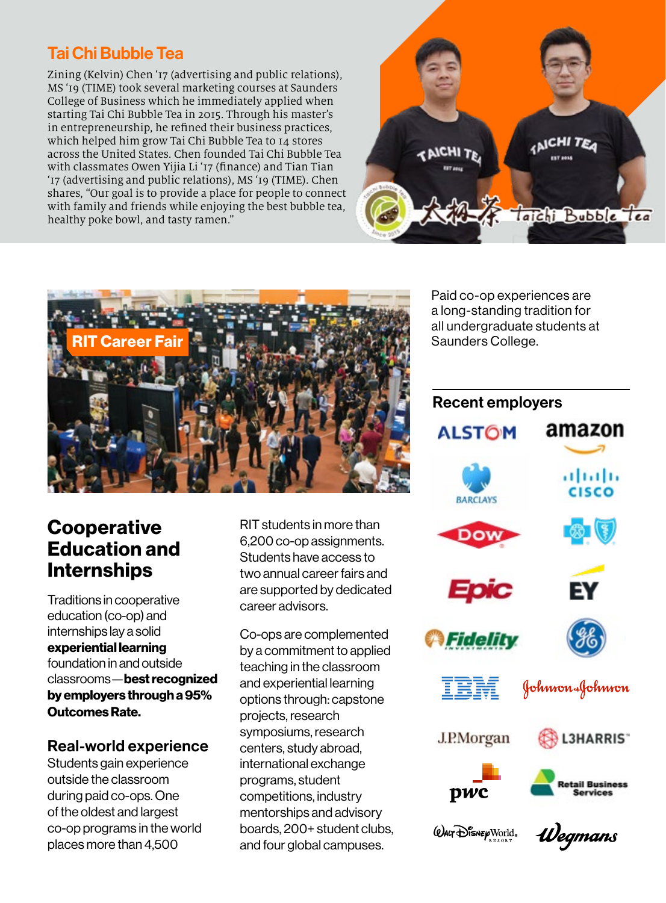## Tai Chi Bubble Tea

Zining (Kelvin) Chen '17 (advertising and public relations), MS '19 (TIME) took several marketing courses at Saunders College of Business which he immediately applied when starting Tai Chi Bubble Tea in 2015. Through his master's in entrepreneurship, he refined their business practices, which helped him grow Tai Chi Bubble Tea to 14 stores across the United States. Chen founded Tai Chi Bubble Tea with classmates Owen Yijia Li '17 (finance) and Tian Tian '17 (advertising and public relations), MS '19 (TIME). Chen shares, "Our goal is to provide a place for people to connect with family and friends while enjoying the best bubble tea, healthy poke bowl, and tasty ramen."

RIT Career Fair

## Cooperative Education and Internships

Traditions in cooperative education (co-op) and internships lay a solid **experiential learning** foundation in and outside classrooms—**best recognized by employers through a 95% Outcomes Rate.**

### Real-world experience

Students gain experience outside the classroom during paid co-ops. One of the oldest and largest co-op programs in the world places more than 4,500 RIT students in more than 6,200 co-op assignments. Students have access to two annual career fairs and are supported by dedicated career advisors.

Co-ops are complemented by a commitment to applied teaching in the classroom and experiential learning options through: capstone projects, research symposiums, research centers, study abroad, international exchange programs, student competitions, industry mentorships and advisory boards, 200+ student clubs, and four global campuses.

Paid co-op experiences are a long-standing tradition for all undergraduate students at Saunders College.

### Recent employers

- Alstom
- Amazon
- Barclays
- Cisco
- Dow
- Blue Cross Blue Shield
- Epic
- EY
- Fidelity Investments
- GE
- IBM
- Johnson & Johnson
- J.P.Morgan
- L3Harris
- PwC
- Retail Business Services
- Walt Disney World Resort
- Wegmans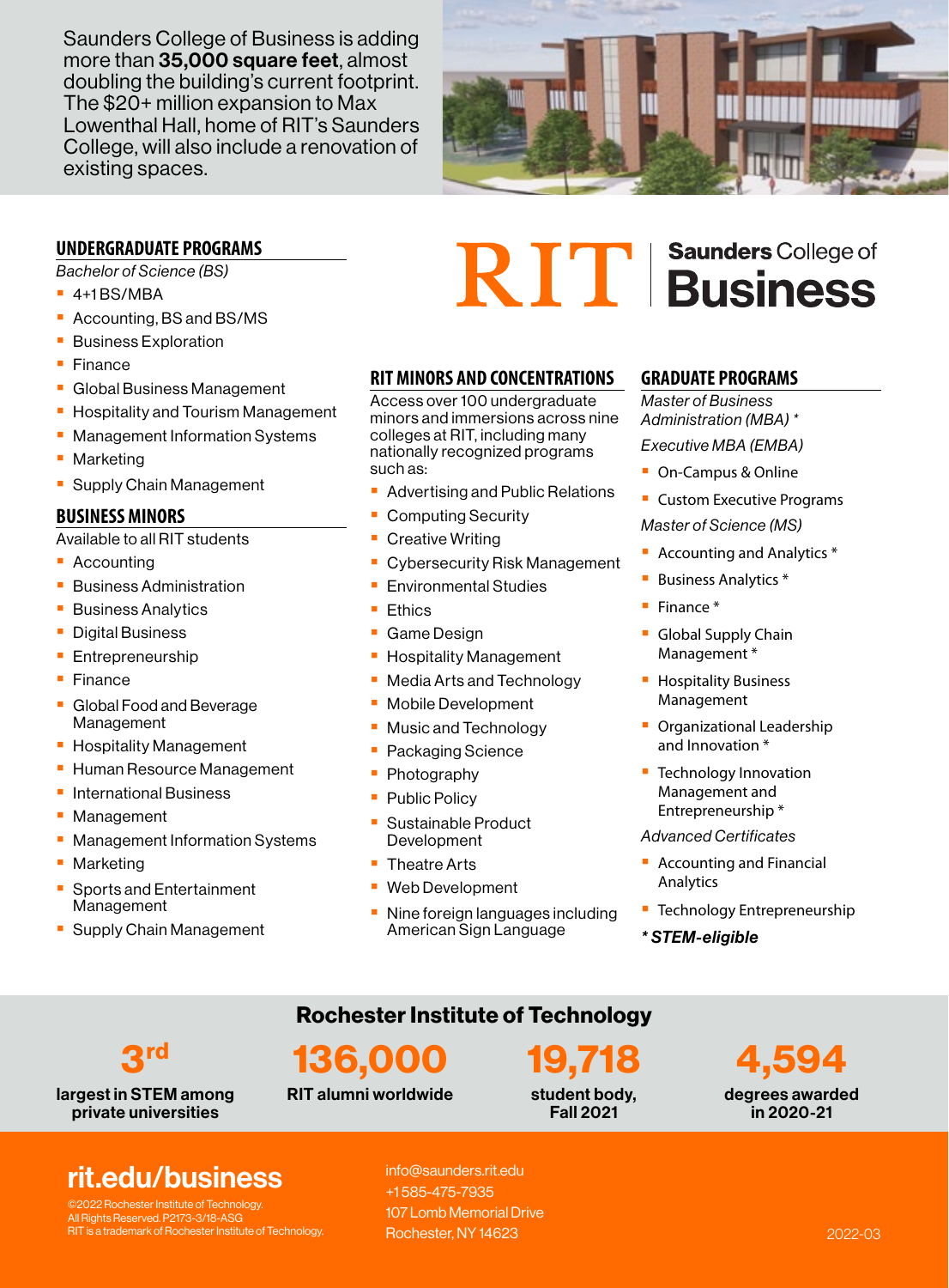Saunders College of Business is adding more than **35,000 square feet**, almost doubling the building's current footprint. The $20+ million expansion to Max Lowenthal Hall, home of RIT's Saunders College, will also include a renovation of existing spaces.

# RIT | Saunders College of Business

## UNDERGRADUATE PROGRAMS

*Bachelor of Science (BS)*

- 4+1 BS/MBA
- Accounting, BS and BS/MS
- Business Exploration
- Finance
- Global Business Management
- Hospitality and Tourism Management
- Management Information Systems
- Marketing
- Supply Chain Management

## BUSINESS MINORS

Available to all RIT students

- Accounting
- Business Administration
- Business Analytics
- Digital Business
- Entrepreneurship
- Finance
- Global Food and Beverage Management
- Hospitality Management
- Human Resource Management
- International Business
- Management
- Management Information Systems
- Marketing
- Sports and Entertainment Management
- Supply Chain Management

## RIT MINORS AND CONCENTRATIONS

Access over 100 undergraduate minors and immersions across nine colleges at RIT, including many nationally recognized programs such as:

- Advertising and Public Relations
- Computing Security
- Creative Writing
- Cybersecurity Risk Management
- Environmental Studies
- Ethics
- Game Design
- Hospitality Management
- Media Arts and Technology
- Mobile Development
- Music and Technology
- Packaging Science
- Photography
- Public Policy
- Sustainable Product Development
- Theatre Arts
- Web Development
- Nine foreign languages including American Sign Language

## GRADUATE PROGRAMS

*Master of Business Administration (MBA) **

*Executive MBA (EMBA)*

- On-Campus & Online
- Custom Executive Programs

*Master of Science (MS)*

- Accounting and Analytics *
- Business Analytics *
- Finance *
- Global Supply Chain Management *
- Hospitality Business Management
- Organizational Leadership and Innovation *
- Technology Innovation Management and Entrepreneurship *

*Advanced Certificates*

- Accounting and Financial Analytics
- Technology Entrepreneurship

***STEM-eligible***

## Rochester Institute of Technology

**3rd** largest in STEM among private universities

**136,000** RIT alumni worldwide

**19,718** student body, Fall 2021

**4,594** degrees awarded in 2020-21

**rit.edu/business**

©2022 Rochester Institute of Technology. All Rights Reserved. P2173-3/18-ASG
RIT is a trademark of Rochester Institute of Technology.

info@saunders.rit.edu
+1 585-475-7935
107 Lomb Memorial Drive
Rochester, NY 14623

2022-03